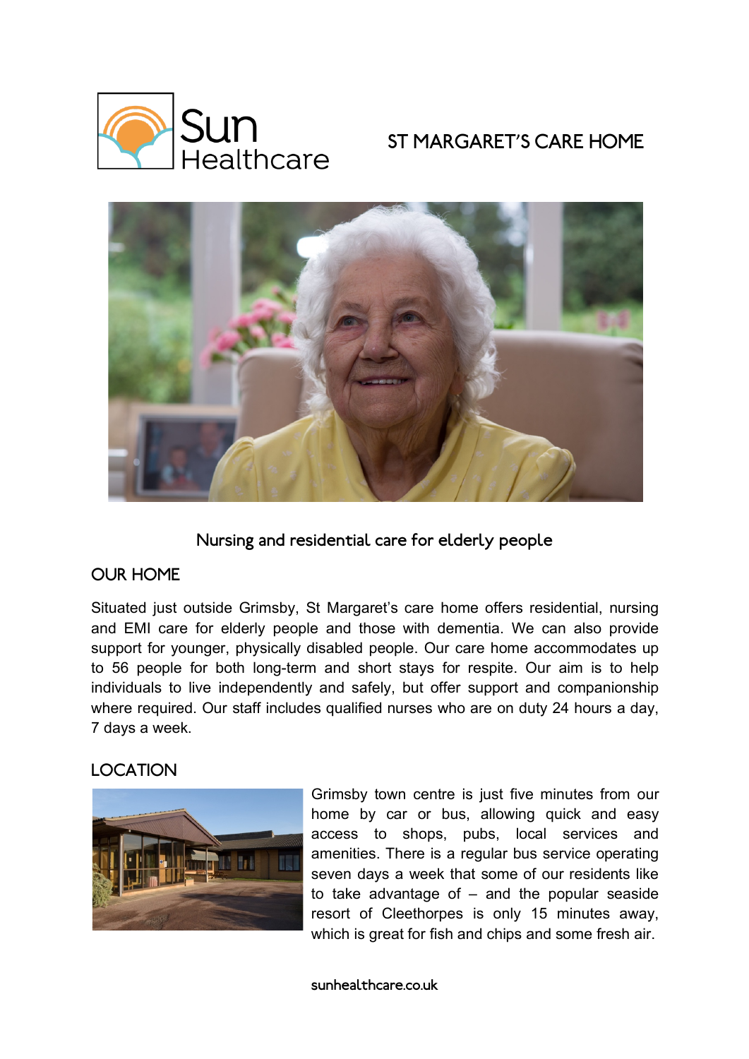Sun Healthcare

# ST MARGARET'S CARE HOME

Nursing and residential care for elderly people

## OUR HOME

Situated just outside Grimsby, St Margaret's care home offers residential, nursing and EMI care for elderly people and those with dementia. We can also provide support for younger, physically disabled people. Our care home accommodates up to 56 people for both long-term and short stays for respite. Our aim is to help individuals to live independently and safely, but offer support and companionship where required. Our staff includes qualified nurses who are on duty 24 hours a day, 7 days a week.

## LOCATION

Grimsby town centre is just five minutes from our home by car or bus, allowing quick and easy access to shops, pubs, local services and amenities. There is a regular bus service operating seven days a week that some of our residents like to take advantage of – and the popular seaside resort of Cleethorpes is only 15 minutes away, which is great for fish and chips and some fresh air.

sunhealthcare.co.uk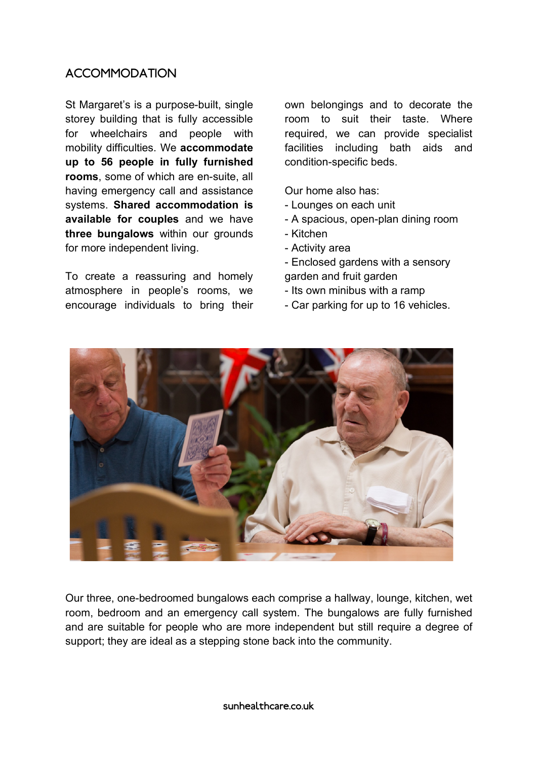## ACCOMMODATION

St Margaret's is a purpose-built, single storey building that is fully accessible for wheelchairs and people with mobility difficulties. We **accommodate up to 56 people in fully furnished rooms**, some of which are en-suite, all having emergency call and assistance systems. **Shared accommodation is available for couples** and we have **three bungalows** within our grounds for more independent living.

To create a reassuring and homely atmosphere in people's rooms, we encourage individuals to bring their own belongings and to decorate the room to suit their taste. Where required, we can provide specialist facilities including bath aids and condition-specific beds.

Our home also has:

- Lounges on each unit
- A spacious, open-plan dining room
- Kitchen
- Activity area
- Enclosed gardens with a sensory garden and fruit garden
- Its own minibus with a ramp
- Car parking for up to 16 vehicles.

Our three, one-bedroomed bungalows each comprise a hallway, lounge, kitchen, wet room, bedroom and an emergency call system. The bungalows are fully furnished and are suitable for people who are more independent but still require a degree of support; they are ideal as a stepping stone back into the community.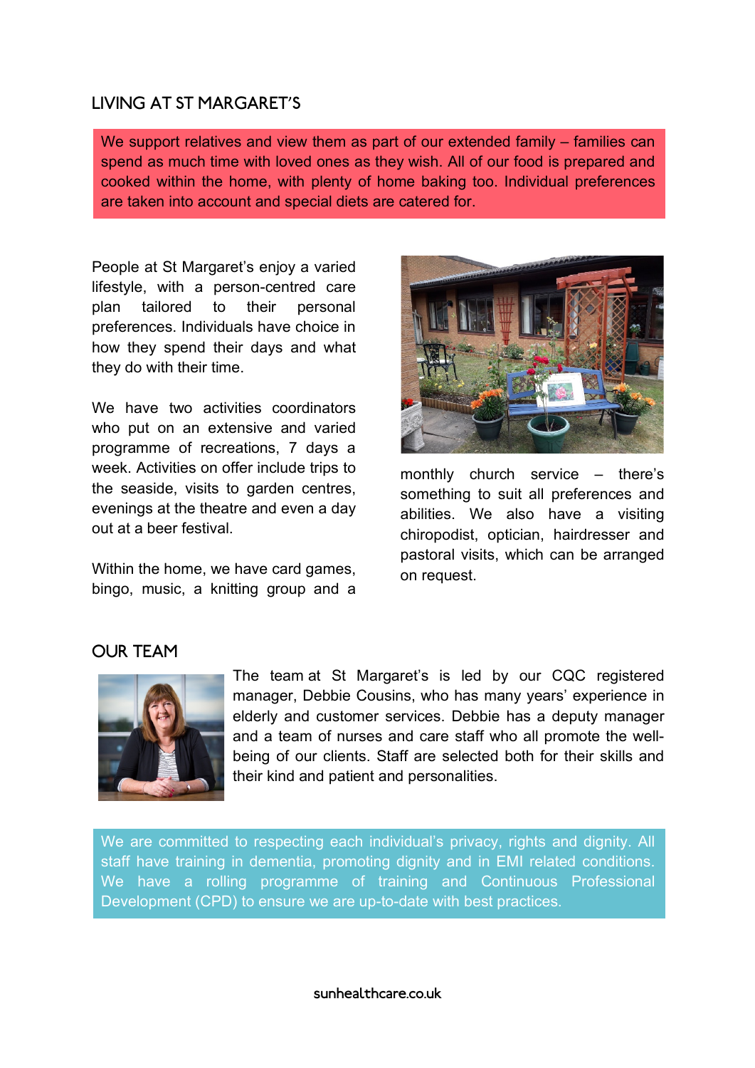## LIVING AT ST MARGARET'S

We support relatives and view them as part of our extended family – families can spend as much time with loved ones as they wish. All of our food is prepared and cooked within the home, with plenty of home baking too. Individual preferences are taken into account and special diets are catered for.

People at St Margaret's enjoy a varied lifestyle, with a person-centred care plan tailored to their personal preferences. Individuals have choice in how they spend their days and what they do with their time.

We have two activities coordinators who put on an extensive and varied programme of recreations, 7 days a week. Activities on offer include trips to the seaside, visits to garden centres, evenings at the theatre and even a day out at a beer festival.

Within the home, we have card games, bingo, music, a knitting group and a monthly church service – there's something to suit all preferences and abilities. We also have a visiting chiropodist, optician, hairdresser and pastoral visits, which can be arranged on request.

## OUR TEAM

The team at St Margaret's is led by our CQC registered manager, Debbie Cousins, who has many years' experience in elderly and customer services. Debbie has a deputy manager and a team of nurses and care staff who all promote the well-being of our clients. Staff are selected both for their skills and their kind and patient and personalities.

We are committed to respecting each individual's privacy, rights and dignity. All staff have training in dementia, promoting dignity and in EMI related conditions. We have a rolling programme of training and Continuous Professional Development (CPD) to ensure we are up-to-date with best practices.

sunhealthcare.co.uk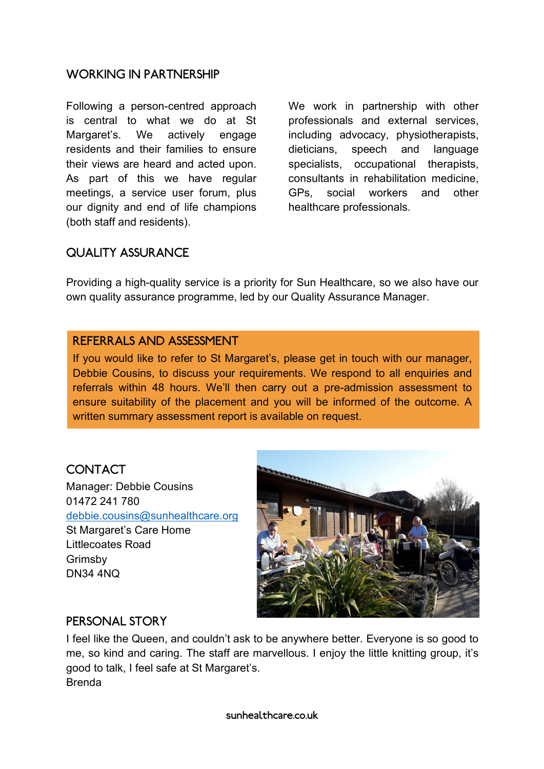## WORKING IN PARTNERSHIP

Following a person-centred approach is central to what we do at St Margaret's. We actively engage residents and their families to ensure their views are heard and acted upon. As part of this we have regular meetings, a service user forum, plus our dignity and end of life champions (both staff and residents).

We work in partnership with other professionals and external services, including advocacy, physiotherapists, dieticians, speech and language specialists, occupational therapists, consultants in rehabilitation medicine, GPs, social workers and other healthcare professionals.

## QUALITY ASSURANCE

Providing a high-quality service is a priority for Sun Healthcare, so we also have our own quality assurance programme, led by our Quality Assurance Manager.

## REFERRALS AND ASSESSMENT

If you would like to refer to St Margaret's, please get in touch with our manager, Debbie Cousins, to discuss your requirements. We respond to all enquiries and referrals within 48 hours. We'll then carry out a pre-admission assessment to ensure suitability of the placement and you will be informed of the outcome. A written summary assessment report is available on request.

## CONTACT

Manager: Debbie Cousins
01472 241 780
debbie.cousins@sunhealthcare.org
St Margaret's Care Home
Littlecoates Road
Grimsby
DN34 4NQ

## PERSONAL STORY

I feel like the Queen, and couldn't ask to be anywhere better. Everyone is so good to me, so kind and caring. The staff are marvellous. I enjoy the little knitting group, it's good to talk, I feel safe at St Margaret's.
Brenda

sunhealthcare.co.uk